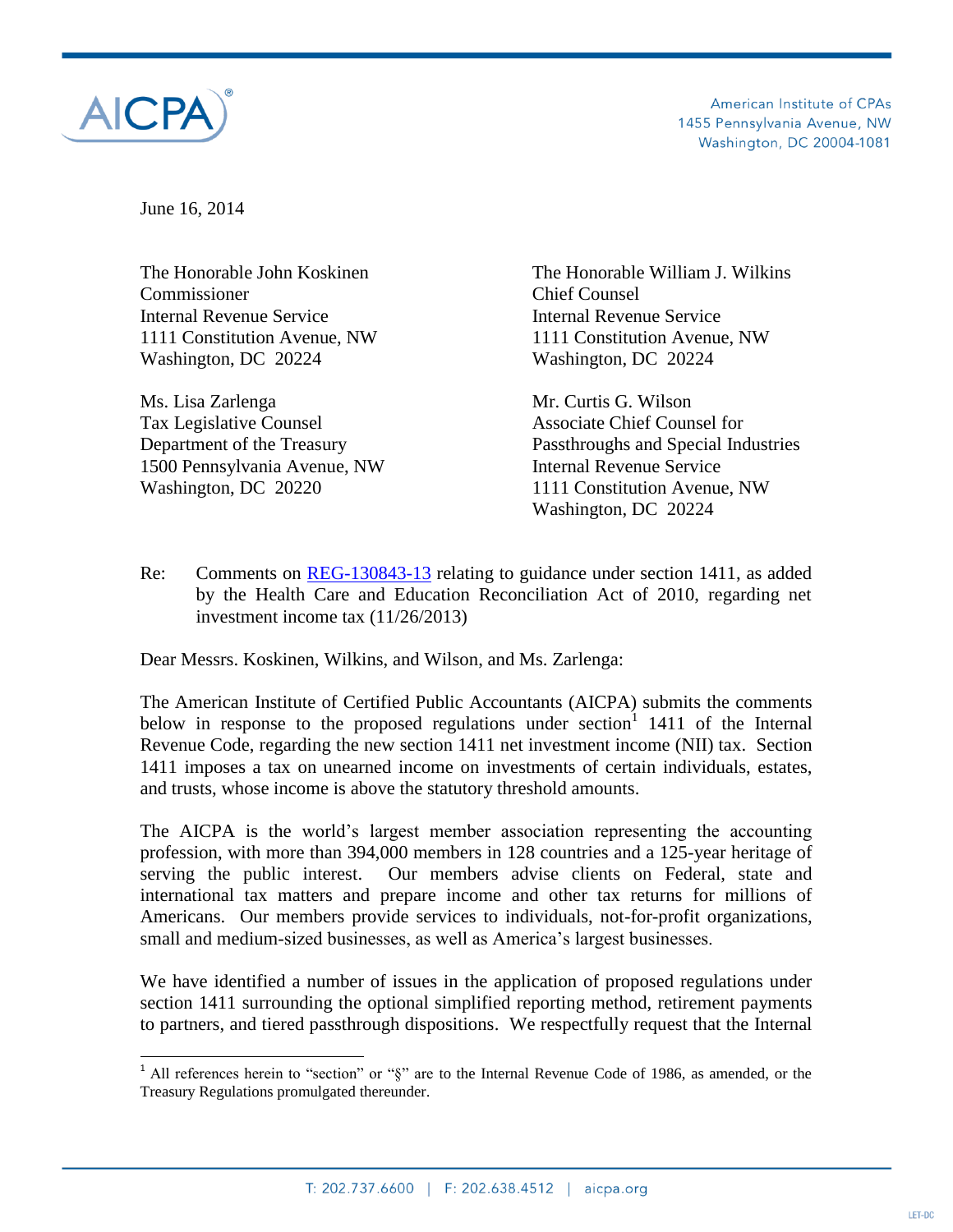American Institute of CPAs
1455 Pennsylvania Avenue, NW
Washington, DC 20004-1081

June 16, 2014

The Honorable John Koskinen
Commissioner
Internal Revenue Service
1111 Constitution Avenue, NW
Washington, DC 20224

The Honorable William J. Wilkins
Chief Counsel
Internal Revenue Service
1111 Constitution Avenue, NW
Washington, DC 20224

Ms. Lisa Zarlenga
Tax Legislative Counsel
Department of the Treasury
1500 Pennsylvania Avenue, NW
Washington, DC 20220

Mr. Curtis G. Wilson
Associate Chief Counsel for
Passthroughs and Special Industries
Internal Revenue Service
1111 Constitution Avenue, NW
Washington, DC 20224

Re: Comments on REG-130843-13 relating to guidance under section 1411, as added by the Health Care and Education Reconciliation Act of 2010, regarding net investment income tax (11/26/2013)

Dear Messrs. Koskinen, Wilkins, and Wilson, and Ms. Zarlenga:

The American Institute of Certified Public Accountants (AICPA) submits the comments below in response to the proposed regulations under section[1] 1411 of the Internal Revenue Code, regarding the new section 1411 net investment income (NII) tax. Section 1411 imposes a tax on unearned income on investments of certain individuals, estates, and trusts, whose income is above the statutory threshold amounts.

The AICPA is the world's largest member association representing the accounting profession, with more than 394,000 members in 128 countries and a 125-year heritage of serving the public interest. Our members advise clients on Federal, state and international tax matters and prepare income and other tax returns for millions of Americans. Our members provide services to individuals, not-for-profit organizations, small and medium-sized businesses, as well as America's largest businesses.

We have identified a number of issues in the application of proposed regulations under section 1411 surrounding the optional simplified reporting method, retirement payments to partners, and tiered passthrough dispositions. We respectfully request that the Internal

[1] All references herein to "section" or "§" are to the Internal Revenue Code of 1986, as amended, or the Treasury Regulations promulgated thereunder.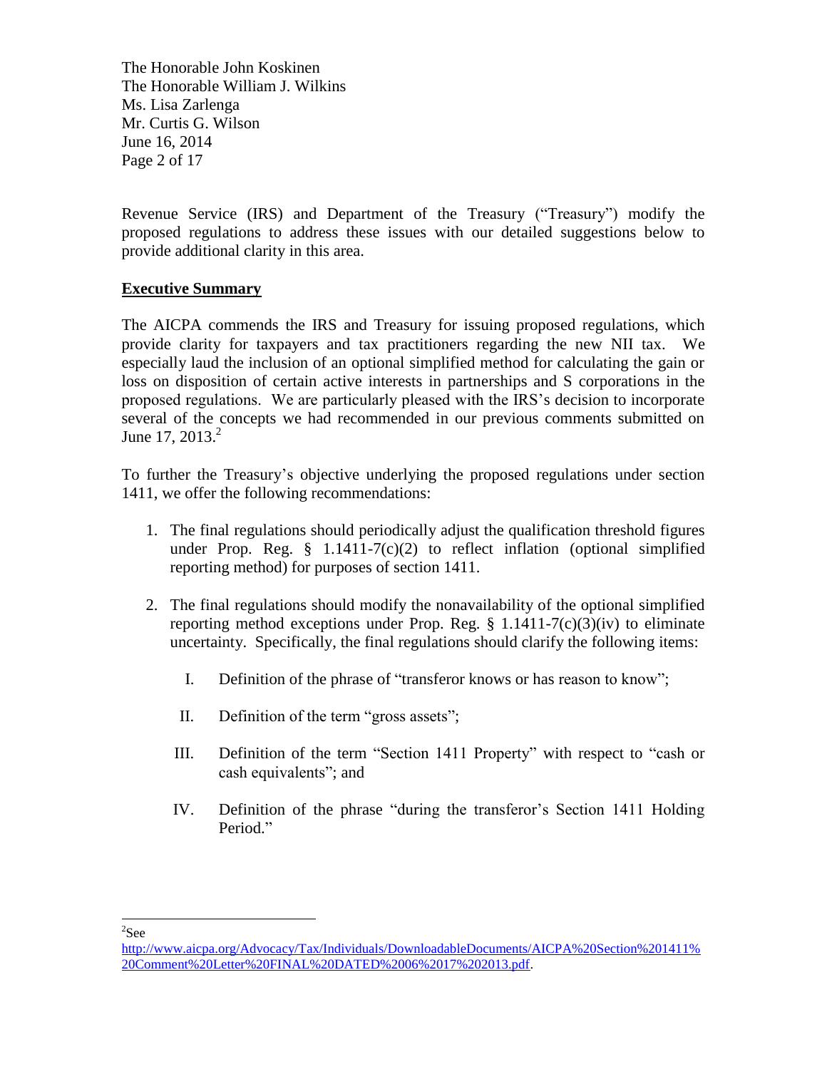Revenue Service (IRS) and Department of the Treasury ("Treasury") modify the proposed regulations to address these issues with our detailed suggestions below to provide additional clarity in this area.

## Executive Summary

The AICPA commends the IRS and Treasury for issuing proposed regulations, which provide clarity for taxpayers and tax practitioners regarding the new NII tax. We especially laud the inclusion of an optional simplified method for calculating the gain or loss on disposition of certain active interests in partnerships and S corporations in the proposed regulations. We are particularly pleased with the IRS's decision to incorporate several of the concepts we had recommended in our previous comments submitted on June 17, 2013.[2]

To further the Treasury's objective underlying the proposed regulations under section 1411, we offer the following recommendations:

1. The final regulations should periodically adjust the qualification threshold figures under Prop. Reg. § 1.1411-7(c)(2) to reflect inflation (optional simplified reporting method) for purposes of section 1411.

2. The final regulations should modify the nonavailability of the optional simplified reporting method exceptions under Prop. Reg. § 1.1411-7(c)(3)(iv) to eliminate uncertainty. Specifically, the final regulations should clarify the following items:

   I. Definition of the phrase of "transferor knows or has reason to know";

   II. Definition of the term "gross assets";

   III. Definition of the term "Section 1411 Property" with respect to "cash or cash equivalents"; and

   IV. Definition of the phrase "during the transferor's Section 1411 Holding Period."

---

[2] See http://www.aicpa.org/Advocacy/Tax/Individuals/DownloadableDocuments/AICPA%20Section%201411%20Comment%20Letter%20FINAL%20DATED%2006%2017%202013.pdf.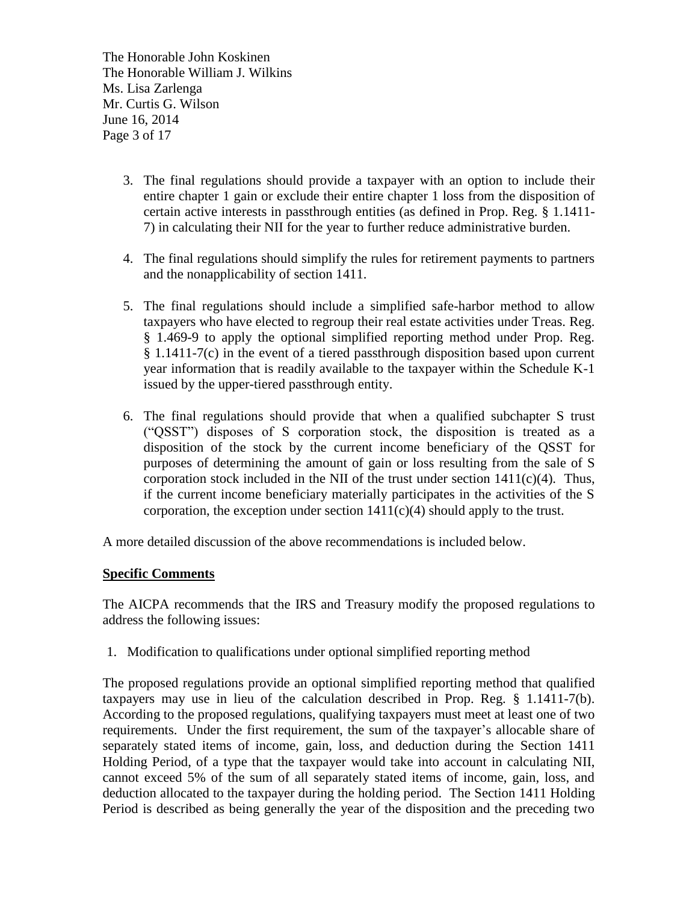3. The final regulations should provide a taxpayer with an option to include their entire chapter 1 gain or exclude their entire chapter 1 loss from the disposition of certain active interests in passthrough entities (as defined in Prop. Reg. § 1.1411-7) in calculating their NII for the year to further reduce administrative burden.

4. The final regulations should simplify the rules for retirement payments to partners and the nonapplicability of section 1411.

5. The final regulations should include a simplified safe-harbor method to allow taxpayers who have elected to regroup their real estate activities under Treas. Reg. § 1.469-9 to apply the optional simplified reporting method under Prop. Reg. § 1.1411-7(c) in the event of a tiered passthrough disposition based upon current year information that is readily available to the taxpayer within the Schedule K-1 issued by the upper-tiered passthrough entity.

6. The final regulations should provide that when a qualified subchapter S trust ("QSST") disposes of S corporation stock, the disposition is treated as a disposition of the stock by the current income beneficiary of the QSST for purposes of determining the amount of gain or loss resulting from the sale of S corporation stock included in the NII of the trust under section 1411(c)(4). Thus, if the current income beneficiary materially participates in the activities of the S corporation, the exception under section 1411(c)(4) should apply to the trust.

A more detailed discussion of the above recommendations is included below.

## Specific Comments

The AICPA recommends that the IRS and Treasury modify the proposed regulations to address the following issues:

1. Modification to qualifications under optional simplified reporting method

The proposed regulations provide an optional simplified reporting method that qualified taxpayers may use in lieu of the calculation described in Prop. Reg. § 1.1411-7(b). According to the proposed regulations, qualifying taxpayers must meet at least one of two requirements. Under the first requirement, the sum of the taxpayer's allocable share of separately stated items of income, gain, loss, and deduction during the Section 1411 Holding Period, of a type that the taxpayer would take into account in calculating NII, cannot exceed 5% of the sum of all separately stated items of income, gain, loss, and deduction allocated to the taxpayer during the holding period. The Section 1411 Holding Period is described as being generally the year of the disposition and the preceding two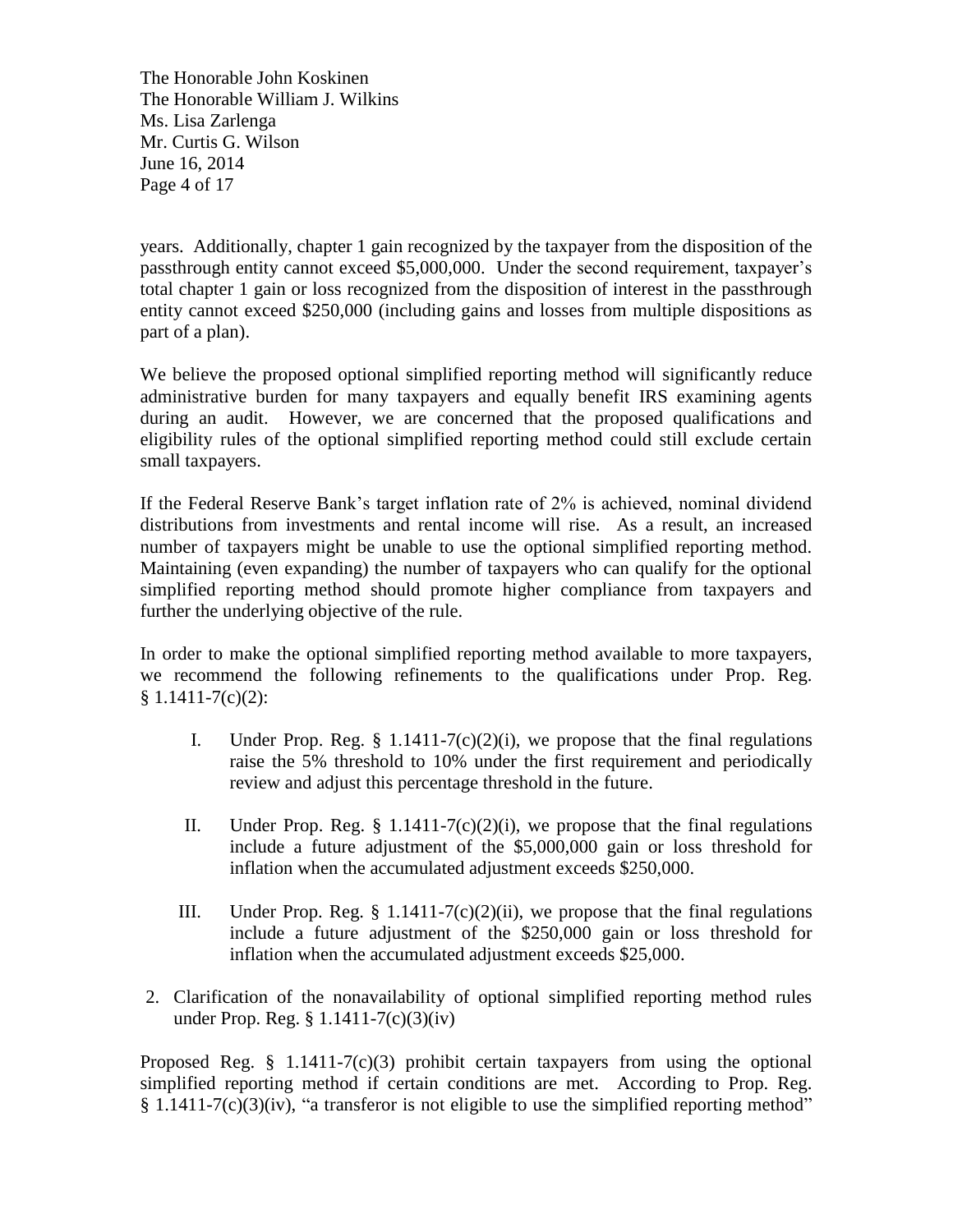years. Additionally, chapter 1 gain recognized by the taxpayer from the disposition of the passthrough entity cannot exceed $5,000,000. Under the second requirement, taxpayer's total chapter 1 gain or loss recognized from the disposition of interest in the passthrough entity cannot exceed $250,000 (including gains and losses from multiple dispositions as part of a plan).

We believe the proposed optional simplified reporting method will significantly reduce administrative burden for many taxpayers and equally benefit IRS examining agents during an audit. However, we are concerned that the proposed qualifications and eligibility rules of the optional simplified reporting method could still exclude certain small taxpayers.

If the Federal Reserve Bank's target inflation rate of 2% is achieved, nominal dividend distributions from investments and rental income will rise. As a result, an increased number of taxpayers might be unable to use the optional simplified reporting method. Maintaining (even expanding) the number of taxpayers who can qualify for the optional simplified reporting method should promote higher compliance from taxpayers and further the underlying objective of the rule.

In order to make the optional simplified reporting method available to more taxpayers, we recommend the following refinements to the qualifications under Prop. Reg. § 1.1411-7(c)(2):

I. Under Prop. Reg. § 1.1411-7(c)(2)(i), we propose that the final regulations raise the 5% threshold to 10% under the first requirement and periodically review and adjust this percentage threshold in the future.

II. Under Prop. Reg. § 1.1411-7(c)(2)(i), we propose that the final regulations include a future adjustment of the $5,000,000 gain or loss threshold for inflation when the accumulated adjustment exceeds $250,000.

III. Under Prop. Reg. § 1.1411-7(c)(2)(ii), we propose that the final regulations include a future adjustment of the $250,000 gain or loss threshold for inflation when the accumulated adjustment exceeds $25,000.

2. Clarification of the nonavailability of optional simplified reporting method rules under Prop. Reg. § 1.1411-7(c)(3)(iv)

Proposed Reg. § 1.1411-7(c)(3) prohibit certain taxpayers from using the optional simplified reporting method if certain conditions are met. According to Prop. Reg. § 1.1411-7(c)(3)(iv), "a transferor is not eligible to use the simplified reporting method"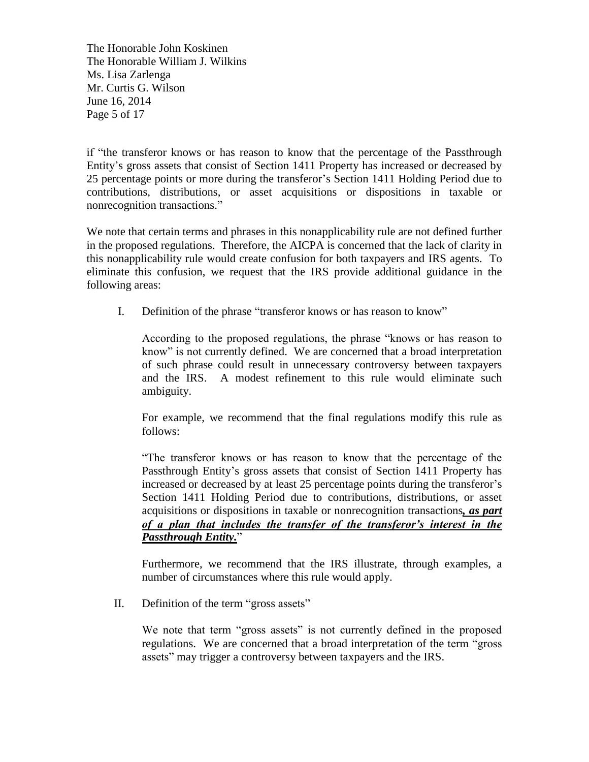if "the transferor knows or has reason to know that the percentage of the Passthrough Entity's gross assets that consist of Section 1411 Property has increased or decreased by 25 percentage points or more during the transferor's Section 1411 Holding Period due to contributions, distributions, or asset acquisitions or dispositions in taxable or nonrecognition transactions."

We note that certain terms and phrases in this nonapplicability rule are not defined further in the proposed regulations. Therefore, the AICPA is concerned that the lack of clarity in this nonapplicability rule would create confusion for both taxpayers and IRS agents. To eliminate this confusion, we request that the IRS provide additional guidance in the following areas:

I. Definition of the phrase "transferor knows or has reason to know"

According to the proposed regulations, the phrase "knows or has reason to know" is not currently defined. We are concerned that a broad interpretation of such phrase could result in unnecessary controversy between taxpayers and the IRS. A modest refinement to this rule would eliminate such ambiguity.

For example, we recommend that the final regulations modify this rule as follows:

"The transferor knows or has reason to know that the percentage of the Passthrough Entity's gross assets that consist of Section 1411 Property has increased or decreased by at least 25 percentage points during the transferor's Section 1411 Holding Period due to contributions, distributions, or asset acquisitions or dispositions in taxable or nonrecognition transactions***, as part of a plan that includes the transfer of the transferor's interest in the Passthrough Entity.***"

Furthermore, we recommend that the IRS illustrate, through examples, a number of circumstances where this rule would apply.

II. Definition of the term "gross assets"

We note that term "gross assets" is not currently defined in the proposed regulations. We are concerned that a broad interpretation of the term "gross assets" may trigger a controversy between taxpayers and the IRS.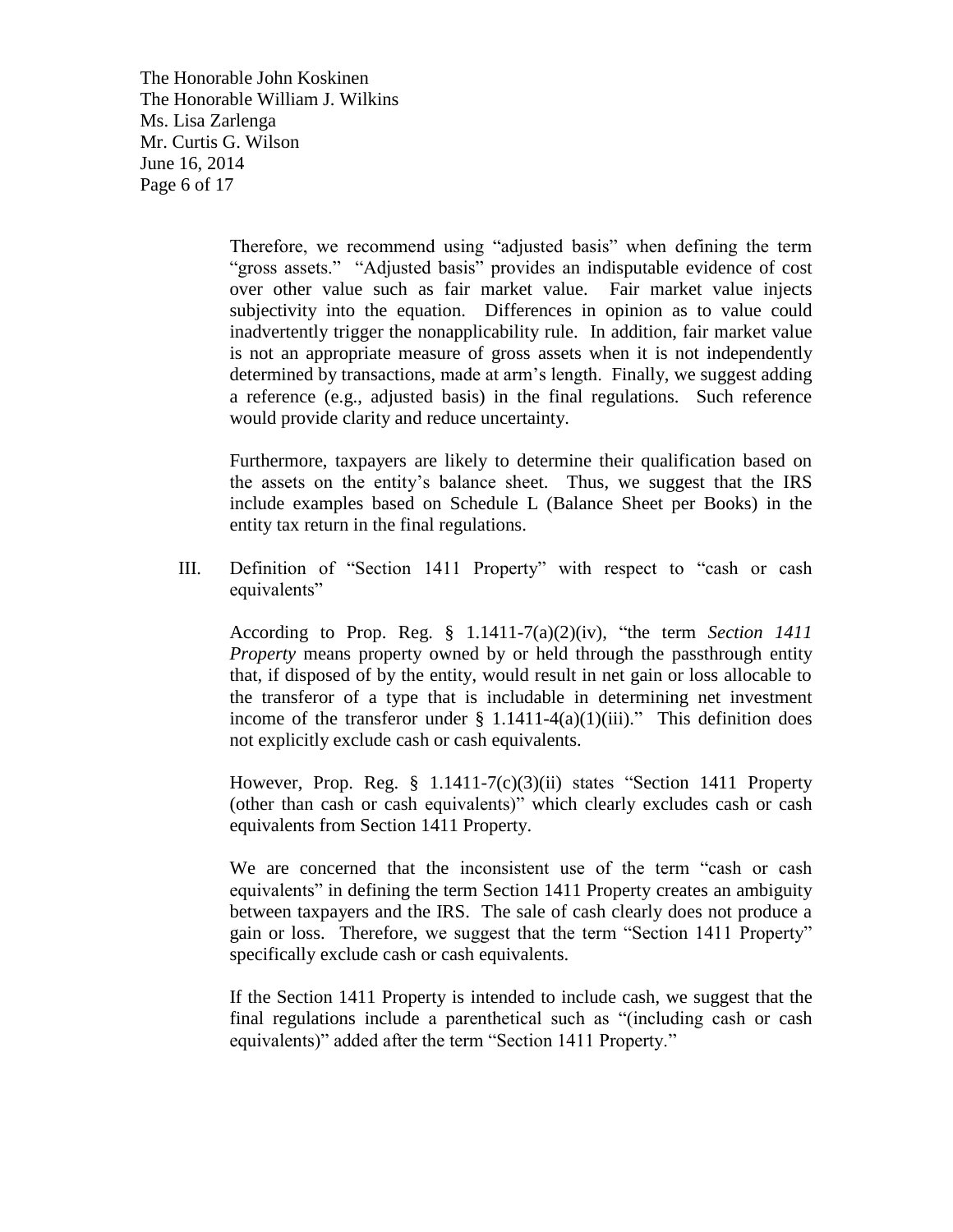Therefore, we recommend using "adjusted basis" when defining the term "gross assets." "Adjusted basis" provides an indisputable evidence of cost over other value such as fair market value. Fair market value injects subjectivity into the equation. Differences in opinion as to value could inadvertently trigger the nonapplicability rule. In addition, fair market value is not an appropriate measure of gross assets when it is not independently determined by transactions, made at arm's length. Finally, we suggest adding a reference (e.g., adjusted basis) in the final regulations. Such reference would provide clarity and reduce uncertainty.

Furthermore, taxpayers are likely to determine their qualification based on the assets on the entity's balance sheet. Thus, we suggest that the IRS include examples based on Schedule L (Balance Sheet per Books) in the entity tax return in the final regulations.

III. Definition of "Section 1411 Property" with respect to "cash or cash equivalents"

According to Prop. Reg. § 1.1411-7(a)(2)(iv), "the term *Section 1411 Property* means property owned by or held through the passthrough entity that, if disposed of by the entity, would result in net gain or loss allocable to the transferor of a type that is includable in determining net investment income of the transferor under § 1.1411-4(a)(1)(iii)." This definition does not explicitly exclude cash or cash equivalents.

However, Prop. Reg. § 1.1411-7(c)(3)(ii) states "Section 1411 Property (other than cash or cash equivalents)" which clearly excludes cash or cash equivalents from Section 1411 Property.

We are concerned that the inconsistent use of the term "cash or cash equivalents" in defining the term Section 1411 Property creates an ambiguity between taxpayers and the IRS. The sale of cash clearly does not produce a gain or loss. Therefore, we suggest that the term "Section 1411 Property" specifically exclude cash or cash equivalents.

If the Section 1411 Property is intended to include cash, we suggest that the final regulations include a parenthetical such as "(including cash or cash equivalents)" added after the term "Section 1411 Property."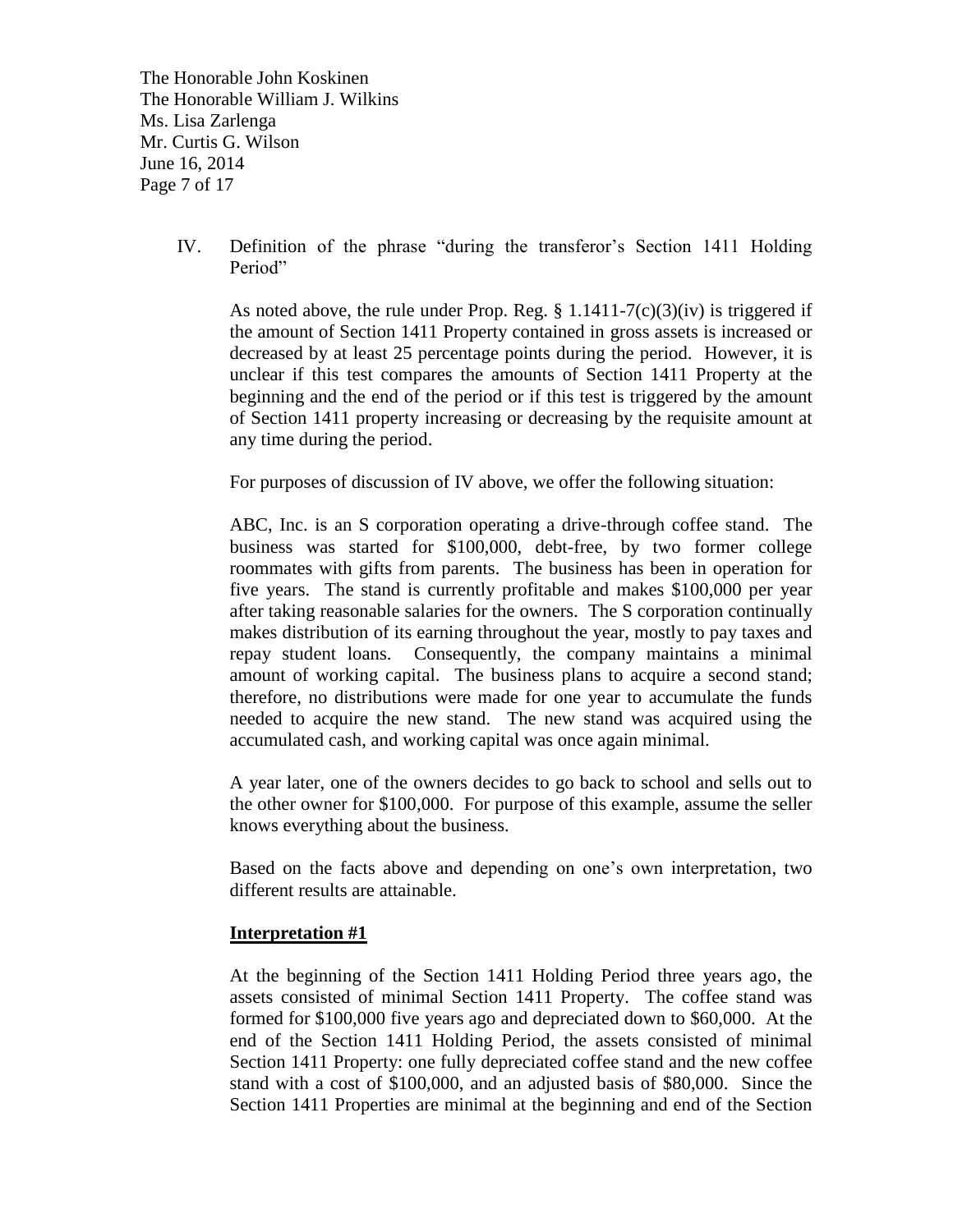IV. Definition of the phrase "during the transferor's Section 1411 Holding Period"

As noted above, the rule under Prop. Reg. § 1.1411-7(c)(3)(iv) is triggered if the amount of Section 1411 Property contained in gross assets is increased or decreased by at least 25 percentage points during the period. However, it is unclear if this test compares the amounts of Section 1411 Property at the beginning and the end of the period or if this test is triggered by the amount of Section 1411 property increasing or decreasing by the requisite amount at any time during the period.

For purposes of discussion of IV above, we offer the following situation:

ABC, Inc. is an S corporation operating a drive-through coffee stand. The business was started for $100,000, debt-free, by two former college roommates with gifts from parents. The business has been in operation for five years. The stand is currently profitable and makes $100,000 per year after taking reasonable salaries for the owners. The S corporation continually makes distribution of its earning throughout the year, mostly to pay taxes and repay student loans. Consequently, the company maintains a minimal amount of working capital. The business plans to acquire a second stand; therefore, no distributions were made for one year to accumulate the funds needed to acquire the new stand. The new stand was acquired using the accumulated cash, and working capital was once again minimal.

A year later, one of the owners decides to go back to school and sells out to the other owner for $100,000. For purpose of this example, assume the seller knows everything about the business.

Based on the facts above and depending on one's own interpretation, two different results are attainable.

**Interpretation #1**

At the beginning of the Section 1411 Holding Period three years ago, the assets consisted of minimal Section 1411 Property. The coffee stand was formed for $100,000 five years ago and depreciated down to $60,000. At the end of the Section 1411 Holding Period, the assets consisted of minimal Section 1411 Property: one fully depreciated coffee stand and the new coffee stand with a cost of $100,000, and an adjusted basis of $80,000. Since the Section 1411 Properties are minimal at the beginning and end of the Section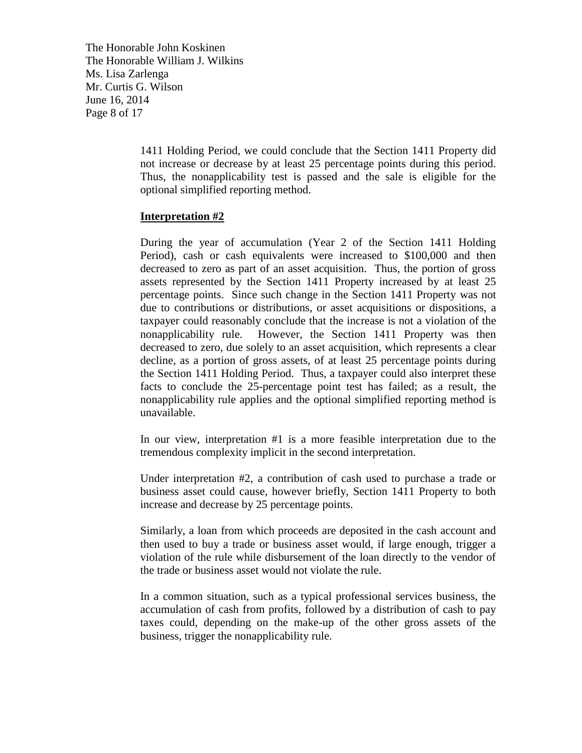1411 Holding Period, we could conclude that the Section 1411 Property did not increase or decrease by at least 25 percentage points during this period. Thus, the nonapplicability test is passed and the sale is eligible for the optional simplified reporting method.

**Interpretation #2**

During the year of accumulation (Year 2 of the Section 1411 Holding Period), cash or cash equivalents were increased to $100,000 and then decreased to zero as part of an asset acquisition. Thus, the portion of gross assets represented by the Section 1411 Property increased by at least 25 percentage points. Since such change in the Section 1411 Property was not due to contributions or distributions, or asset acquisitions or dispositions, a taxpayer could reasonably conclude that the increase is not a violation of the nonapplicability rule. However, the Section 1411 Property was then decreased to zero, due solely to an asset acquisition, which represents a clear decline, as a portion of gross assets, of at least 25 percentage points during the Section 1411 Holding Period. Thus, a taxpayer could also interpret these facts to conclude the 25-percentage point test has failed; as a result, the nonapplicability rule applies and the optional simplified reporting method is unavailable.

In our view, interpretation #1 is a more feasible interpretation due to the tremendous complexity implicit in the second interpretation.

Under interpretation #2, a contribution of cash used to purchase a trade or business asset could cause, however briefly, Section 1411 Property to both increase and decrease by 25 percentage points.

Similarly, a loan from which proceeds are deposited in the cash account and then used to buy a trade or business asset would, if large enough, trigger a violation of the rule while disbursement of the loan directly to the vendor of the trade or business asset would not violate the rule.

In a common situation, such as a typical professional services business, the accumulation of cash from profits, followed by a distribution of cash to pay taxes could, depending on the make-up of the other gross assets of the business, trigger the nonapplicability rule.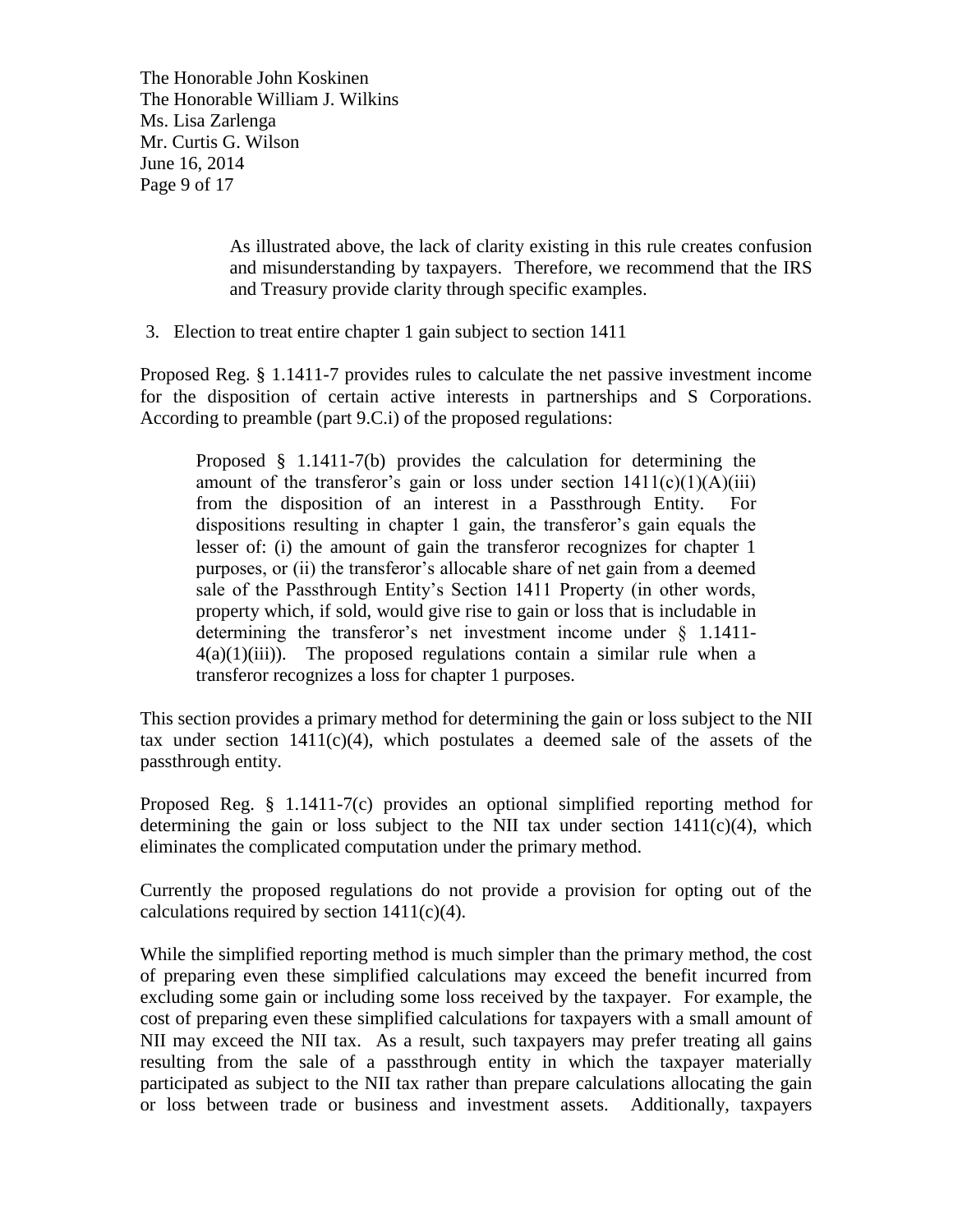> As illustrated above, the lack of clarity existing in this rule creates confusion and misunderstanding by taxpayers. Therefore, we recommend that the IRS and Treasury provide clarity through specific examples.

3. Election to treat entire chapter 1 gain subject to section 1411

Proposed Reg. § 1.1411-7 provides rules to calculate the net passive investment income for the disposition of certain active interests in partnerships and S Corporations. According to preamble (part 9.C.i) of the proposed regulations:

> Proposed § 1.1411-7(b) provides the calculation for determining the amount of the transferor's gain or loss under section 1411(c)(1)(A)(iii) from the disposition of an interest in a Passthrough Entity. For dispositions resulting in chapter 1 gain, the transferor's gain equals the lesser of: (i) the amount of gain the transferor recognizes for chapter 1 purposes, or (ii) the transferor's allocable share of net gain from a deemed sale of the Passthrough Entity's Section 1411 Property (in other words, property which, if sold, would give rise to gain or loss that is includable in determining the transferor's net investment income under § 1.1411-4(a)(1)(iii)). The proposed regulations contain a similar rule when a transferor recognizes a loss for chapter 1 purposes.

This section provides a primary method for determining the gain or loss subject to the NII tax under section 1411(c)(4), which postulates a deemed sale of the assets of the passthrough entity.

Proposed Reg. § 1.1411-7(c) provides an optional simplified reporting method for determining the gain or loss subject to the NII tax under section 1411(c)(4), which eliminates the complicated computation under the primary method.

Currently the proposed regulations do not provide a provision for opting out of the calculations required by section 1411(c)(4).

While the simplified reporting method is much simpler than the primary method, the cost of preparing even these simplified calculations may exceed the benefit incurred from excluding some gain or including some loss received by the taxpayer. For example, the cost of preparing even these simplified calculations for taxpayers with a small amount of NII may exceed the NII tax. As a result, such taxpayers may prefer treating all gains resulting from the sale of a passthrough entity in which the taxpayer materially participated as subject to the NII tax rather than prepare calculations allocating the gain or loss between trade or business and investment assets. Additionally, taxpayers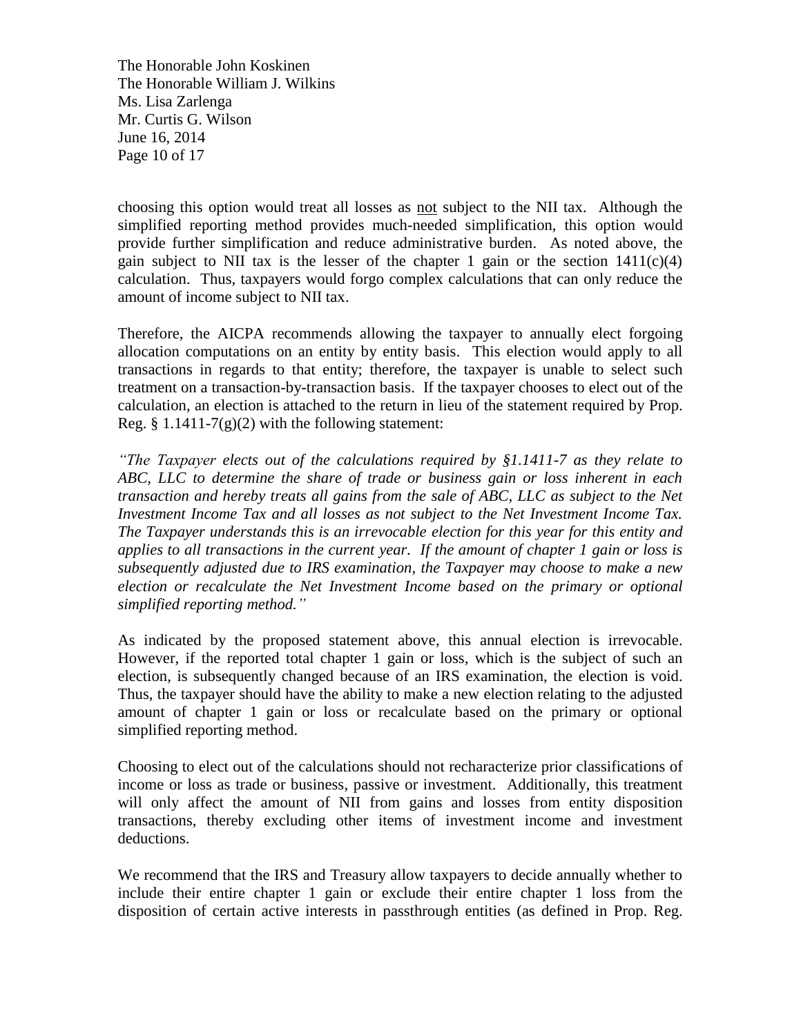choosing this option would treat all losses as <u>not</u> subject to the NII tax. Although the simplified reporting method provides much-needed simplification, this option would provide further simplification and reduce administrative burden. As noted above, the gain subject to NII tax is the lesser of the chapter 1 gain or the section 1411(c)(4) calculation. Thus, taxpayers would forgo complex calculations that can only reduce the amount of income subject to NII tax.

Therefore, the AICPA recommends allowing the taxpayer to annually elect forgoing allocation computations on an entity by entity basis. This election would apply to all transactions in regards to that entity; therefore, the taxpayer is unable to select such treatment on a transaction-by-transaction basis. If the taxpayer chooses to elect out of the calculation, an election is attached to the return in lieu of the statement required by Prop. Reg. § 1.1411-7(g)(2) with the following statement:

*"The Taxpayer elects out of the calculations required by §1.1411-7 as they relate to ABC, LLC to determine the share of trade or business gain or loss inherent in each transaction and hereby treats all gains from the sale of ABC, LLC as subject to the Net Investment Income Tax and all losses as not subject to the Net Investment Income Tax. The Taxpayer understands this is an irrevocable election for this year for this entity and applies to all transactions in the current year. If the amount of chapter 1 gain or loss is subsequently adjusted due to IRS examination, the Taxpayer may choose to make a new election or recalculate the Net Investment Income based on the primary or optional simplified reporting method."*

As indicated by the proposed statement above, this annual election is irrevocable. However, if the reported total chapter 1 gain or loss, which is the subject of such an election, is subsequently changed because of an IRS examination, the election is void. Thus, the taxpayer should have the ability to make a new election relating to the adjusted amount of chapter 1 gain or loss or recalculate based on the primary or optional simplified reporting method.

Choosing to elect out of the calculations should not recharacterize prior classifications of income or loss as trade or business, passive or investment. Additionally, this treatment will only affect the amount of NII from gains and losses from entity disposition transactions, thereby excluding other items of investment income and investment deductions.

We recommend that the IRS and Treasury allow taxpayers to decide annually whether to include their entire chapter 1 gain or exclude their entire chapter 1 loss from the disposition of certain active interests in passthrough entities (as defined in Prop. Reg.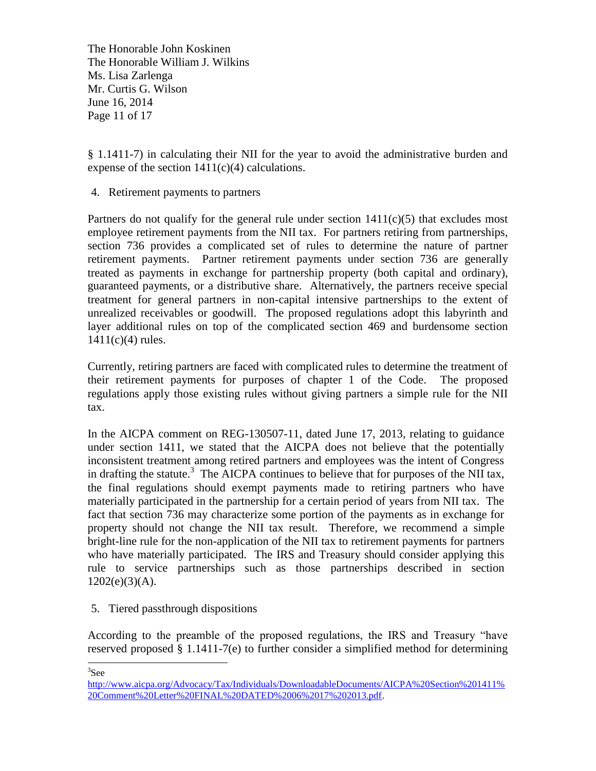§ 1.1411-7) in calculating their NII for the year to avoid the administrative burden and expense of the section 1411(c)(4) calculations.

4. Retirement payments to partners

Partners do not qualify for the general rule under section 1411(c)(5) that excludes most employee retirement payments from the NII tax. For partners retiring from partnerships, section 736 provides a complicated set of rules to determine the nature of partner retirement payments. Partner retirement payments under section 736 are generally treated as payments in exchange for partnership property (both capital and ordinary), guaranteed payments, or a distributive share. Alternatively, the partners receive special treatment for general partners in non-capital intensive partnerships to the extent of unrealized receivables or goodwill. The proposed regulations adopt this labyrinth and layer additional rules on top of the complicated section 469 and burdensome section 1411(c)(4) rules.

Currently, retiring partners are faced with complicated rules to determine the treatment of their retirement payments for purposes of chapter 1 of the Code. The proposed regulations apply those existing rules without giving partners a simple rule for the NII tax.

In the AICPA comment on REG-130507-11, dated June 17, 2013, relating to guidance under section 1411, we stated that the AICPA does not believe that the potentially inconsistent treatment among retired partners and employees was the intent of Congress in drafting the statute.[3] The AICPA continues to believe that for purposes of the NII tax, the final regulations should exempt payments made to retiring partners who have materially participated in the partnership for a certain period of years from NII tax. The fact that section 736 may characterize some portion of the payments as in exchange for property should not change the NII tax result. Therefore, we recommend a simple bright-line rule for the non-application of the NII tax to retirement payments for partners who have materially participated. The IRS and Treasury should consider applying this rule to service partnerships such as those partnerships described in section 1202(e)(3)(A).

5. Tiered passthrough dispositions

According to the preamble of the proposed regulations, the IRS and Treasury "have reserved proposed § 1.1411-7(e) to further consider a simplified method for determining

---

[3] See http://www.aicpa.org/Advocacy/Tax/Individuals/DownloadableDocuments/AICPA%20Section%201411%20Comment%20Letter%20FINAL%20DATED%2006%2017%202013.pdf.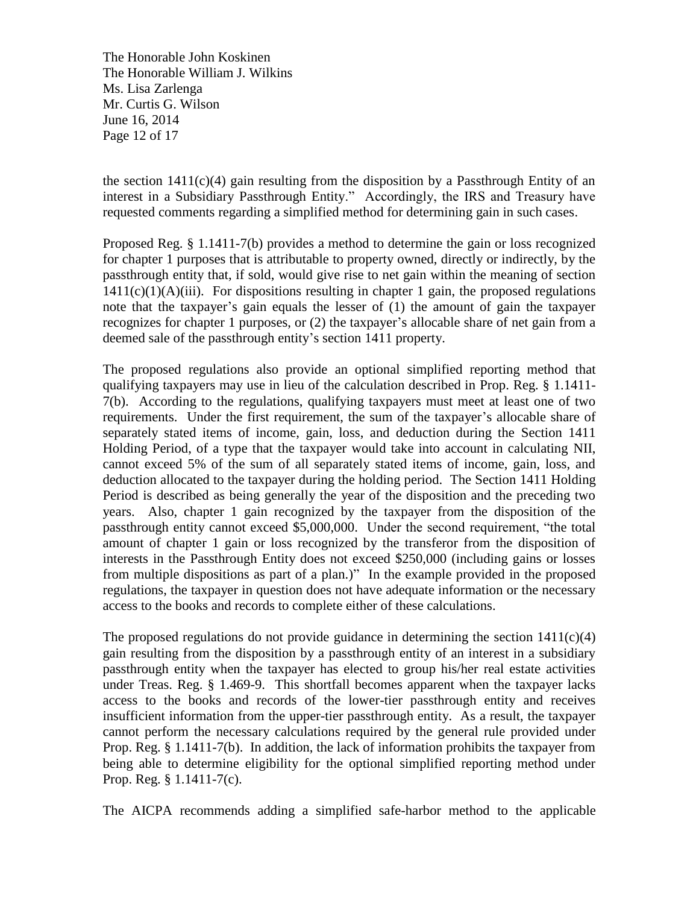the section 1411(c)(4) gain resulting from the disposition by a Passthrough Entity of an interest in a Subsidiary Passthrough Entity." Accordingly, the IRS and Treasury have requested comments regarding a simplified method for determining gain in such cases.

Proposed Reg. § 1.1411-7(b) provides a method to determine the gain or loss recognized for chapter 1 purposes that is attributable to property owned, directly or indirectly, by the passthrough entity that, if sold, would give rise to net gain within the meaning of section 1411(c)(1)(A)(iii). For dispositions resulting in chapter 1 gain, the proposed regulations note that the taxpayer's gain equals the lesser of (1) the amount of gain the taxpayer recognizes for chapter 1 purposes, or (2) the taxpayer's allocable share of net gain from a deemed sale of the passthrough entity's section 1411 property.

The proposed regulations also provide an optional simplified reporting method that qualifying taxpayers may use in lieu of the calculation described in Prop. Reg. § 1.1411-7(b). According to the regulations, qualifying taxpayers must meet at least one of two requirements. Under the first requirement, the sum of the taxpayer's allocable share of separately stated items of income, gain, loss, and deduction during the Section 1411 Holding Period, of a type that the taxpayer would take into account in calculating NII, cannot exceed 5% of the sum of all separately stated items of income, gain, loss, and deduction allocated to the taxpayer during the holding period. The Section 1411 Holding Period is described as being generally the year of the disposition and the preceding two years. Also, chapter 1 gain recognized by the taxpayer from the disposition of the passthrough entity cannot exceed \$5,000,000. Under the second requirement, "the total amount of chapter 1 gain or loss recognized by the transferor from the disposition of interests in the Passthrough Entity does not exceed \$250,000 (including gains or losses from multiple dispositions as part of a plan.)" In the example provided in the proposed regulations, the taxpayer in question does not have adequate information or the necessary access to the books and records to complete either of these calculations.

The proposed regulations do not provide guidance in determining the section 1411(c)(4) gain resulting from the disposition by a passthrough entity of an interest in a subsidiary passthrough entity when the taxpayer has elected to group his/her real estate activities under Treas. Reg. § 1.469-9. This shortfall becomes apparent when the taxpayer lacks access to the books and records of the lower-tier passthrough entity and receives insufficient information from the upper-tier passthrough entity. As a result, the taxpayer cannot perform the necessary calculations required by the general rule provided under Prop. Reg. § 1.1411-7(b). In addition, the lack of information prohibits the taxpayer from being able to determine eligibility for the optional simplified reporting method under Prop. Reg. § 1.1411-7(c).

The AICPA recommends adding a simplified safe-harbor method to the applicable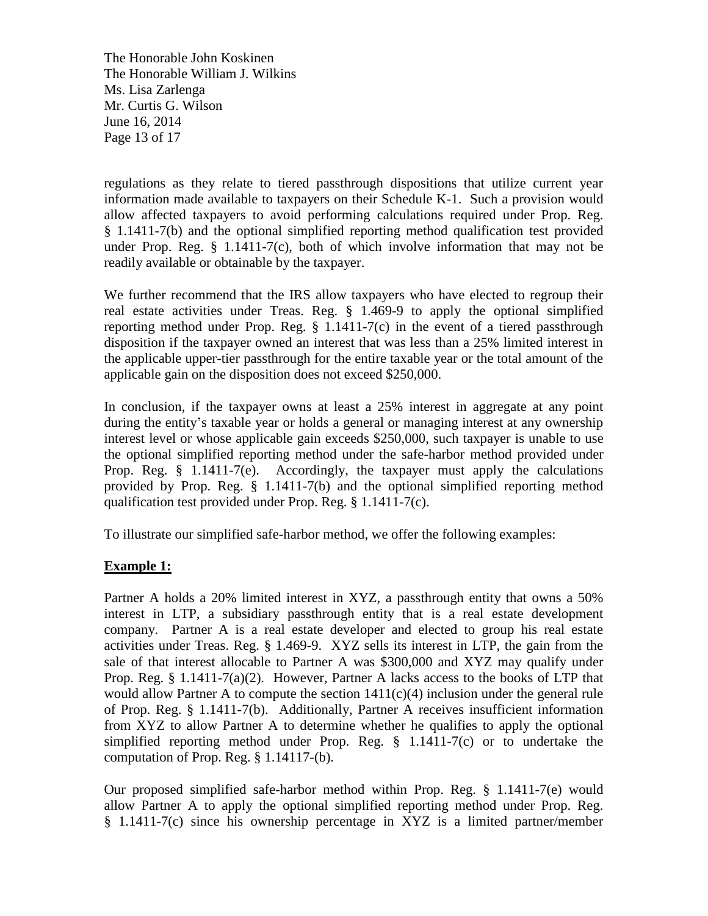regulations as they relate to tiered passthrough dispositions that utilize current year information made available to taxpayers on their Schedule K-1. Such a provision would allow affected taxpayers to avoid performing calculations required under Prop. Reg. § 1.1411-7(b) and the optional simplified reporting method qualification test provided under Prop. Reg. § 1.1411-7(c), both of which involve information that may not be readily available or obtainable by the taxpayer.

We further recommend that the IRS allow taxpayers who have elected to regroup their real estate activities under Treas. Reg. § 1.469-9 to apply the optional simplified reporting method under Prop. Reg. § 1.1411-7(c) in the event of a tiered passthrough disposition if the taxpayer owned an interest that was less than a 25% limited interest in the applicable upper-tier passthrough for the entire taxable year or the total amount of the applicable gain on the disposition does not exceed $250,000.

In conclusion, if the taxpayer owns at least a 25% interest in aggregate at any point during the entity's taxable year or holds a general or managing interest at any ownership interest level or whose applicable gain exceeds $250,000, such taxpayer is unable to use the optional simplified reporting method under the safe-harbor method provided under Prop. Reg. § 1.1411-7(e). Accordingly, the taxpayer must apply the calculations provided by Prop. Reg. § 1.1411-7(b) and the optional simplified reporting method qualification test provided under Prop. Reg. § 1.1411-7(c).

To illustrate our simplified safe-harbor method, we offer the following examples:

**Example 1:**

Partner A holds a 20% limited interest in XYZ, a passthrough entity that owns a 50% interest in LTP, a subsidiary passthrough entity that is a real estate development company. Partner A is a real estate developer and elected to group his real estate activities under Treas. Reg. § 1.469-9. XYZ sells its interest in LTP, the gain from the sale of that interest allocable to Partner A was $300,000 and XYZ may qualify under Prop. Reg. § 1.1411-7(a)(2). However, Partner A lacks access to the books of LTP that would allow Partner A to compute the section 1411(c)(4) inclusion under the general rule of Prop. Reg. § 1.1411-7(b). Additionally, Partner A receives insufficient information from XYZ to allow Partner A to determine whether he qualifies to apply the optional simplified reporting method under Prop. Reg. § 1.1411-7(c) or to undertake the computation of Prop. Reg. § 1.14117-(b).

Our proposed simplified safe-harbor method within Prop. Reg. § 1.1411-7(e) would allow Partner A to apply the optional simplified reporting method under Prop. Reg. § 1.1411-7(c) since his ownership percentage in XYZ is a limited partner/member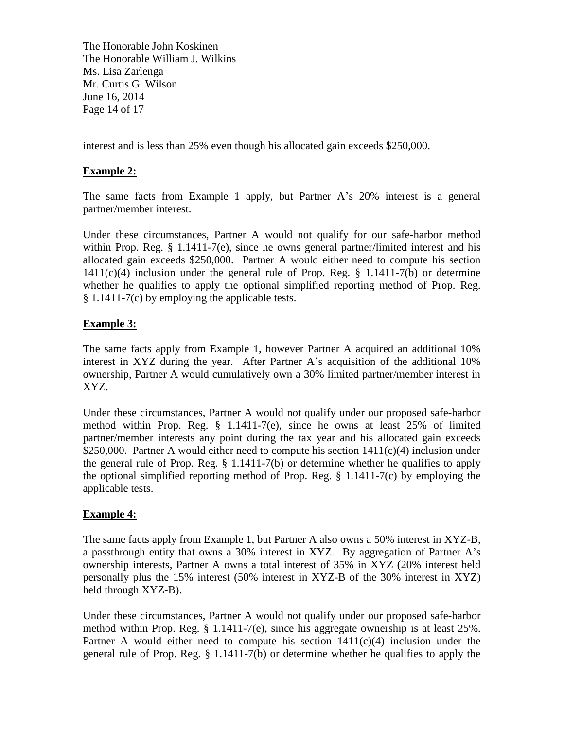interest and is less than 25% even though his allocated gain exceeds $250,000.

**Example 2:**

The same facts from Example 1 apply, but Partner A's 20% interest is a general partner/member interest.

Under these circumstances, Partner A would not qualify for our safe-harbor method within Prop. Reg. § 1.1411-7(e), since he owns general partner/limited interest and his allocated gain exceeds $250,000. Partner A would either need to compute his section 1411(c)(4) inclusion under the general rule of Prop. Reg. § 1.1411-7(b) or determine whether he qualifies to apply the optional simplified reporting method of Prop. Reg. § 1.1411-7(c) by employing the applicable tests.

**Example 3:**

The same facts apply from Example 1, however Partner A acquired an additional 10% interest in XYZ during the year. After Partner A's acquisition of the additional 10% ownership, Partner A would cumulatively own a 30% limited partner/member interest in XYZ.

Under these circumstances, Partner A would not qualify under our proposed safe-harbor method within Prop. Reg. § 1.1411-7(e), since he owns at least 25% of limited partner/member interests any point during the tax year and his allocated gain exceeds $250,000. Partner A would either need to compute his section 1411(c)(4) inclusion under the general rule of Prop. Reg. § 1.1411-7(b) or determine whether he qualifies to apply the optional simplified reporting method of Prop. Reg. § 1.1411-7(c) by employing the applicable tests.

**Example 4:**

The same facts apply from Example 1, but Partner A also owns a 50% interest in XYZ-B, a passthrough entity that owns a 30% interest in XYZ. By aggregation of Partner A's ownership interests, Partner A owns a total interest of 35% in XYZ (20% interest held personally plus the 15% interest (50% interest in XYZ-B of the 30% interest in XYZ) held through XYZ-B).

Under these circumstances, Partner A would not qualify under our proposed safe-harbor method within Prop. Reg. § 1.1411-7(e), since his aggregate ownership is at least 25%. Partner A would either need to compute his section 1411(c)(4) inclusion under the general rule of Prop. Reg. § 1.1411-7(b) or determine whether he qualifies to apply the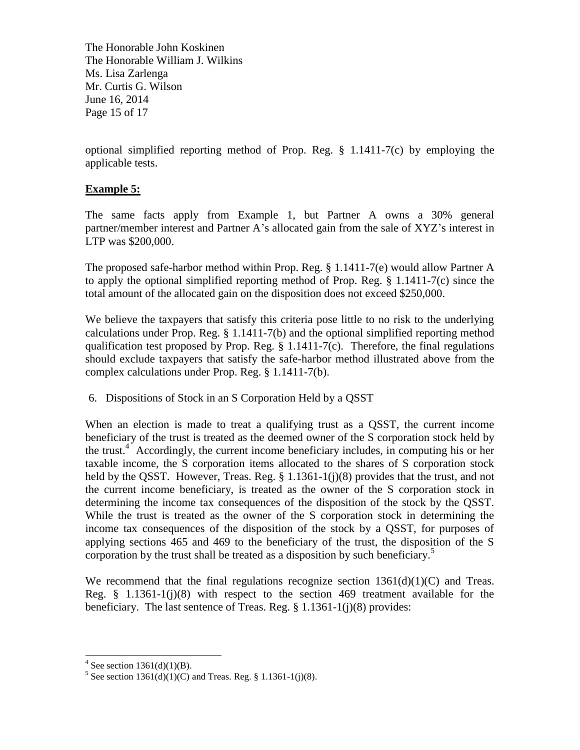optional simplified reporting method of Prop. Reg. § 1.1411-7(c) by employing the applicable tests.

**Example 5:**

The same facts apply from Example 1, but Partner A owns a 30% general partner/member interest and Partner A's allocated gain from the sale of XYZ's interest in LTP was $200,000.

The proposed safe-harbor method within Prop. Reg. § 1.1411-7(e) would allow Partner A to apply the optional simplified reporting method of Prop. Reg. § 1.1411-7(c) since the total amount of the allocated gain on the disposition does not exceed $250,000.

We believe the taxpayers that satisfy this criteria pose little to no risk to the underlying calculations under Prop. Reg. § 1.1411-7(b) and the optional simplified reporting method qualification test proposed by Prop. Reg. § 1.1411-7(c). Therefore, the final regulations should exclude taxpayers that satisfy the safe-harbor method illustrated above from the complex calculations under Prop. Reg. § 1.1411-7(b).

6. Dispositions of Stock in an S Corporation Held by a QSST

When an election is made to treat a qualifying trust as a QSST, the current income beneficiary of the trust is treated as the deemed owner of the S corporation stock held by the trust.[4] Accordingly, the current income beneficiary includes, in computing his or her taxable income, the S corporation items allocated to the shares of S corporation stock held by the QSST. However, Treas. Reg. § 1.1361-1(j)(8) provides that the trust, and not the current income beneficiary, is treated as the owner of the S corporation stock in determining the income tax consequences of the disposition of the stock by the QSST. While the trust is treated as the owner of the S corporation stock in determining the income tax consequences of the disposition of the stock by a QSST, for purposes of applying sections 465 and 469 to the beneficiary of the trust, the disposition of the S corporation by the trust shall be treated as a disposition by such beneficiary.[5]

We recommend that the final regulations recognize section 1361(d)(1)(C) and Treas. Reg. § 1.1361-1(j)(8) with respect to the section 469 treatment available for the beneficiary. The last sentence of Treas. Reg. § 1.1361-1(j)(8) provides:

---

[4] See section 1361(d)(1)(B).

[5] See section 1361(d)(1)(C) and Treas. Reg. § 1.1361-1(j)(8).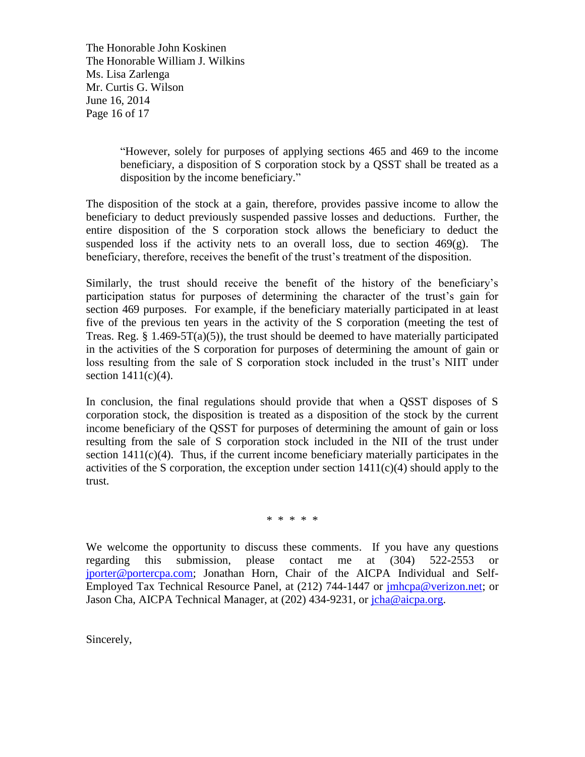> "However, solely for purposes of applying sections 465 and 469 to the income beneficiary, a disposition of S corporation stock by a QSST shall be treated as a disposition by the income beneficiary."

The disposition of the stock at a gain, therefore, provides passive income to allow the beneficiary to deduct previously suspended passive losses and deductions. Further, the entire disposition of the S corporation stock allows the beneficiary to deduct the suspended loss if the activity nets to an overall loss, due to section 469(g). The beneficiary, therefore, receives the benefit of the trust's treatment of the disposition.

Similarly, the trust should receive the benefit of the history of the beneficiary's participation status for purposes of determining the character of the trust's gain for section 469 purposes. For example, if the beneficiary materially participated in at least five of the previous ten years in the activity of the S corporation (meeting the test of Treas. Reg. § 1.469-5T(a)(5)), the trust should be deemed to have materially participated in the activities of the S corporation for purposes of determining the amount of gain or loss resulting from the sale of S corporation stock included in the trust's NIIT under section 1411(c)(4).

In conclusion, the final regulations should provide that when a QSST disposes of S corporation stock, the disposition is treated as a disposition of the stock by the current income beneficiary of the QSST for purposes of determining the amount of gain or loss resulting from the sale of S corporation stock included in the NII of the trust under section 1411(c)(4). Thus, if the current income beneficiary materially participates in the activities of the S corporation, the exception under section 1411(c)(4) should apply to the trust.

\* \* \* \* \*

We welcome the opportunity to discuss these comments. If you have any questions regarding this submission, please contact me at (304) 522-2553 or jporter@portercpa.com; Jonathan Horn, Chair of the AICPA Individual and Self-Employed Tax Technical Resource Panel, at (212) 744-1447 or jmhcpa@verizon.net; or Jason Cha, AICPA Technical Manager, at (202) 434-9231, or jcha@aicpa.org.

Sincerely,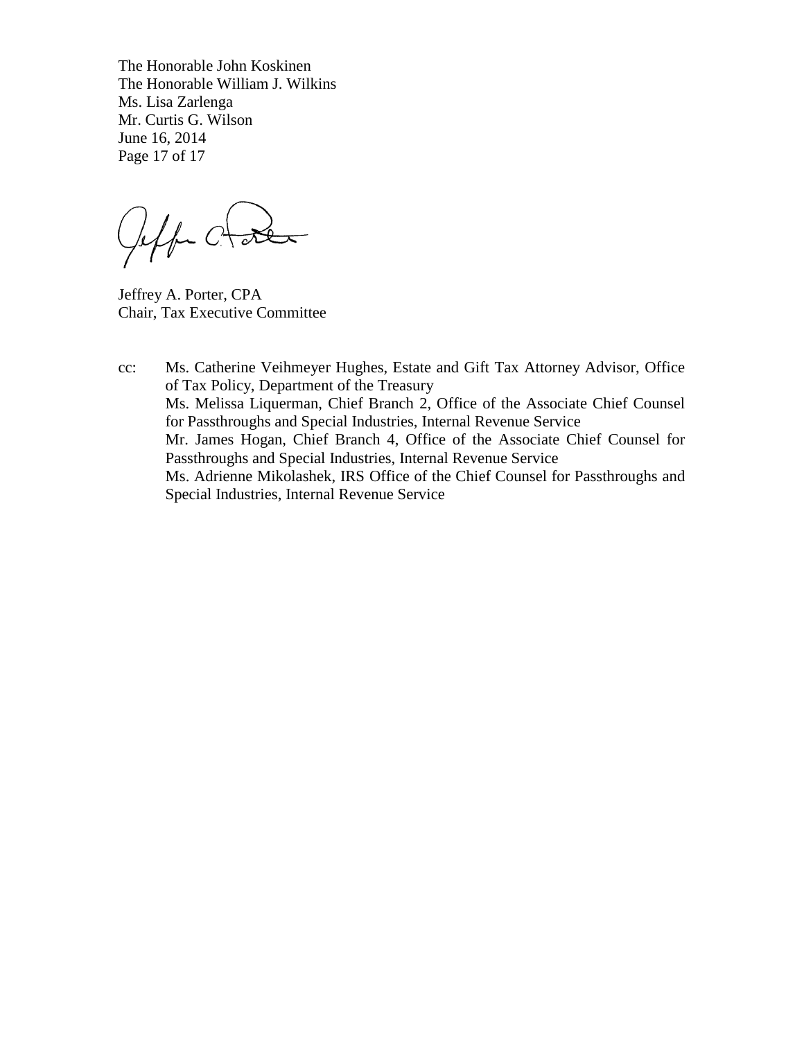Jeffrey A. Porter, CPA
Chair, Tax Executive Committee

cc: Ms. Catherine Veihmeyer Hughes, Estate and Gift Tax Attorney Advisor, Office of Tax Policy, Department of the Treasury
Ms. Melissa Liquerman, Chief Branch 2, Office of the Associate Chief Counsel for Passthroughs and Special Industries, Internal Revenue Service
Mr. James Hogan, Chief Branch 4, Office of the Associate Chief Counsel for Passthroughs and Special Industries, Internal Revenue Service
Ms. Adrienne Mikolashek, IRS Office of the Chief Counsel for Passthroughs and Special Industries, Internal Revenue Service